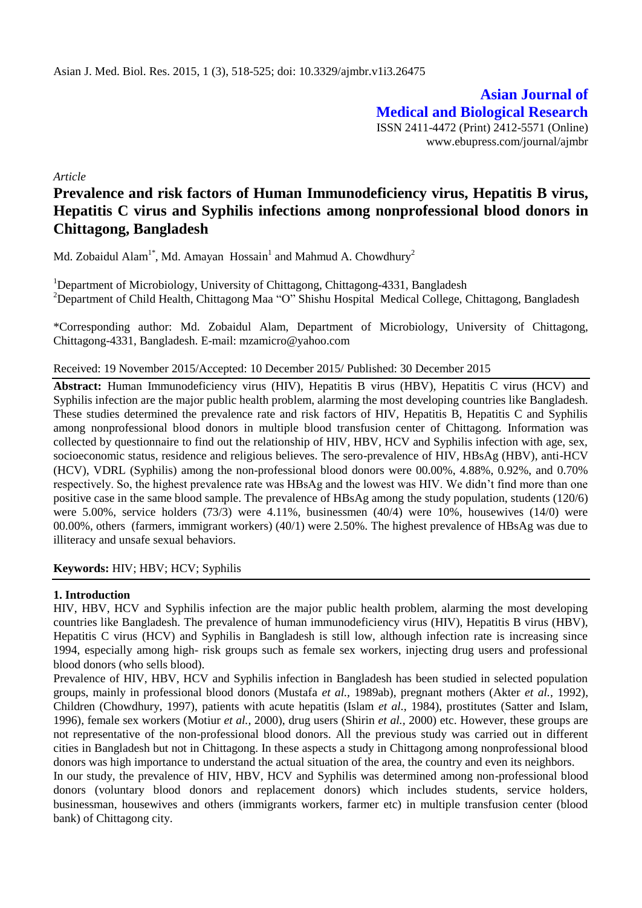**Asian Journal of Medical and Biological Research**

ISSN 2411-4472 (Print) 2412-5571 (Online)
www.ebupress.com/journal/ajmbr

*Article*

# Prevalence and risk factors of Human Immunodeficiency virus, Hepatitis B virus, Hepatitis C virus and Syphilis infections among nonprofessional blood donors in Chittagong, Bangladesh

Md. Zobaidul Alam[1*], Md. Amayan Hossain[1] and Mahmud A. Chowdhury[2]

[1]Department of Microbiology, University of Chittagong, Chittagong-4331, Bangladesh
[2]Department of Child Health, Chittagong Maa "O" Shishu Hospital Medical College, Chittagong, Bangladesh

*Corresponding author: Md. Zobaidul Alam, Department of Microbiology, University of Chittagong, Chittagong-4331, Bangladesh. E-mail: mzamicro@yahoo.com

Received: 19 November 2015/Accepted: 10 December 2015/ Published: 30 December 2015

**Abstract:** Human Immunodeficiency virus (HIV), Hepatitis B virus (HBV), Hepatitis C virus (HCV) and Syphilis infection are the major public health problem, alarming the most developing countries like Bangladesh. These studies determined the prevalence rate and risk factors of HIV, Hepatitis B, Hepatitis C and Syphilis among nonprofessional blood donors in multiple blood transfusion center of Chittagong. Information was collected by questionnaire to find out the relationship of HIV, HBV, HCV and Syphilis infection with age, sex, socioeconomic status, residence and religious believes. The sero-prevalence of HIV, HBsAg (HBV), anti-HCV (HCV), VDRL (Syphilis) among the non-professional blood donors were 00.00%, 4.88%, 0.92%, and 0.70% respectively. So, the highest prevalence rate was HBsAg and the lowest was HIV. We didn't find more than one positive case in the same blood sample. The prevalence of HBsAg among the study population, students (120/6) were 5.00%, service holders (73/3) were 4.11%, businessmen (40/4) were 10%, housewives (14/0) were 00.00%, others (farmers, immigrant workers) (40/1) were 2.50%. The highest prevalence of HBsAg was due to illiteracy and unsafe sexual behaviors.

**Keywords:** HIV; HBV; HCV; Syphilis

## 1. Introduction

HIV, HBV, HCV and Syphilis infection are the major public health problem, alarming the most developing countries like Bangladesh. The prevalence of human immunodeficiency virus (HIV), Hepatitis B virus (HBV), Hepatitis C virus (HCV) and Syphilis in Bangladesh is still low, although infection rate is increasing since 1994, especially among high- risk groups such as female sex workers, injecting drug users and professional blood donors (who sells blood).

Prevalence of HIV, HBV, HCV and Syphilis infection in Bangladesh has been studied in selected population groups, mainly in professional blood donors (Mustafa *et al.,* 1989ab), pregnant mothers (Akter *et al.,* 1992), Children (Chowdhury, 1997), patients with acute hepatitis (Islam *et al.,* 1984), prostitutes (Satter and Islam, 1996), female sex workers (Motiur *et al.,* 2000), drug users (Shirin *et al.,* 2000) etc. However, these groups are not representative of the non-professional blood donors. All the previous study was carried out in different cities in Bangladesh but not in Chittagong. In these aspects a study in Chittagong among nonprofessional blood donors was high importance to understand the actual situation of the area, the country and even its neighbors.

In our study, the prevalence of HIV, HBV, HCV and Syphilis was determined among non-professional blood donors (voluntary blood donors and replacement donors) which includes students, service holders, businessman, housewives and others (immigrants workers, farmer etc) in multiple transfusion center (blood bank) of Chittagong city.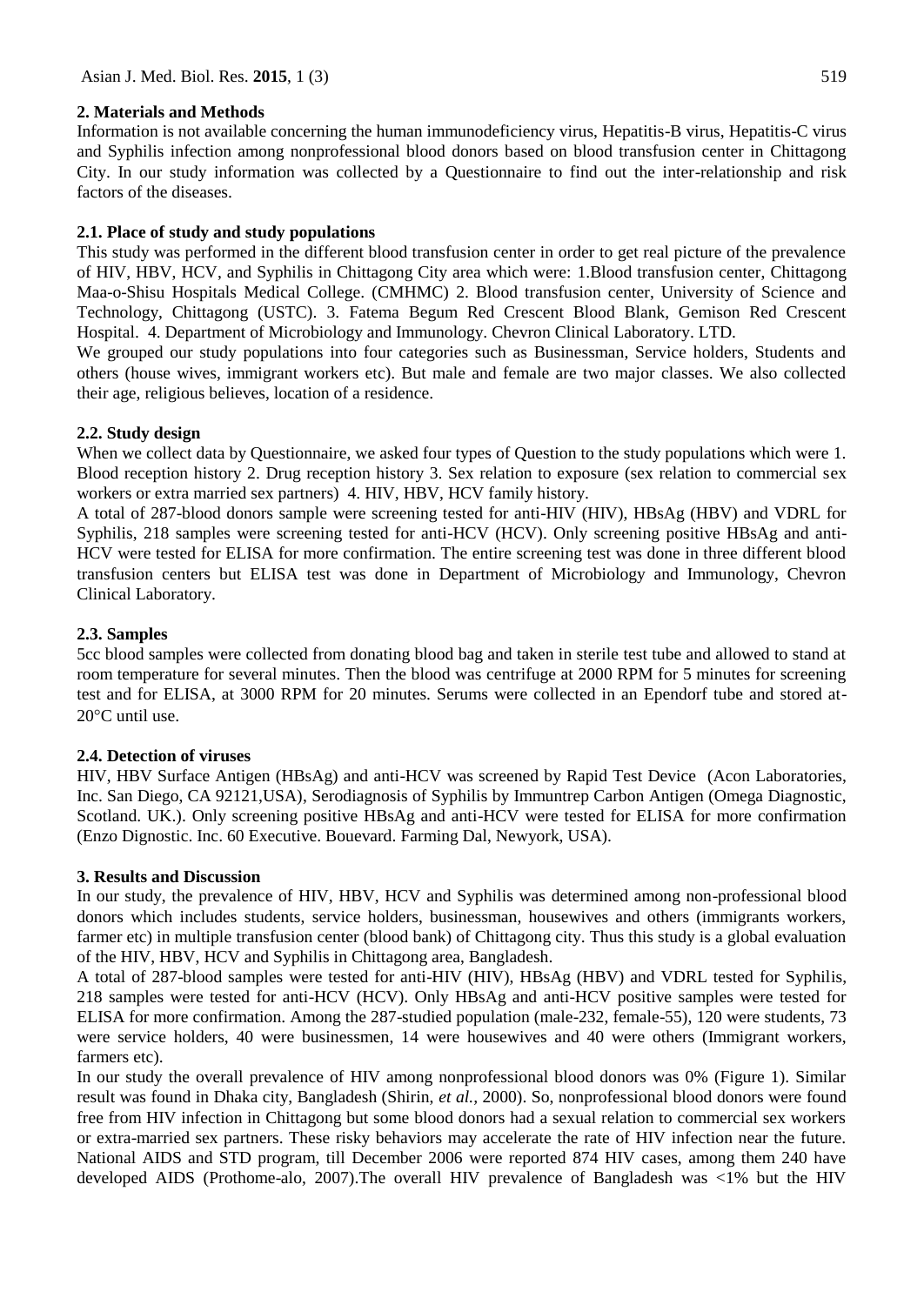## 2. Materials and Methods

Information is not available concerning the human immunodeficiency virus, Hepatitis-B virus, Hepatitis-C virus and Syphilis infection among nonprofessional blood donors based on blood transfusion center in Chittagong City. In our study information was collected by a Questionnaire to find out the inter-relationship and risk factors of the diseases.

### 2.1. Place of study and study populations

This study was performed in the different blood transfusion center in order to get real picture of the prevalence of HIV, HBV, HCV, and Syphilis in Chittagong City area which were: 1.Blood transfusion center, Chittagong Maa-o-Shisu Hospitals Medical College. (CMHMC) 2. Blood transfusion center, University of Science and Technology, Chittagong (USTC). 3. Fatema Begum Red Crescent Blood Blank, Gemison Red Crescent Hospital. 4. Department of Microbiology and Immunology. Chevron Clinical Laboratory. LTD.

We grouped our study populations into four categories such as Businessman, Service holders, Students and others (house wives, immigrant workers etc). But male and female are two major classes. We also collected their age, religious believes, location of a residence.

### 2.2. Study design

When we collect data by Questionnaire, we asked four types of Question to the study populations which were 1. Blood reception history 2. Drug reception history 3. Sex relation to exposure (sex relation to commercial sex workers or extra married sex partners) 4. HIV, HBV, HCV family history.

A total of 287-blood donors sample were screening tested for anti-HIV (HIV), HBsAg (HBV) and VDRL for Syphilis, 218 samples were screening tested for anti-HCV (HCV). Only screening positive HBsAg and anti-HCV were tested for ELISA for more confirmation. The entire screening test was done in three different blood transfusion centers but ELISA test was done in Department of Microbiology and Immunology, Chevron Clinical Laboratory.

### 2.3. Samples

5cc blood samples were collected from donating blood bag and taken in sterile test tube and allowed to stand at room temperature for several minutes. Then the blood was centrifuge at 2000 RPM for 5 minutes for screening test and for ELISA, at 3000 RPM for 20 minutes. Serums were collected in an Ependorf tube and stored at-20°C until use.

### 2.4. Detection of viruses

HIV, HBV Surface Antigen (HBsAg) and anti-HCV was screened by Rapid Test Device (Acon Laboratories, Inc. San Diego, CA 92121,USA), Serodiagnosis of Syphilis by Immuntrep Carbon Antigen (Omega Diagnostic, Scotland. UK.). Only screening positive HBsAg and anti-HCV were tested for ELISA for more confirmation (Enzo Dignostic. Inc. 60 Executive. Bouevard. Farming Dal, Newyork, USA).

## 3. Results and Discussion

In our study, the prevalence of HIV, HBV, HCV and Syphilis was determined among non-professional blood donors which includes students, service holders, businessman, housewives and others (immigrants workers, farmer etc) in multiple transfusion center (blood bank) of Chittagong city. Thus this study is a global evaluation of the HIV, HBV, HCV and Syphilis in Chittagong area, Bangladesh.

A total of 287-blood samples were tested for anti-HIV (HIV), HBsAg (HBV) and VDRL tested for Syphilis, 218 samples were tested for anti-HCV (HCV). Only HBsAg and anti-HCV positive samples were tested for ELISA for more confirmation. Among the 287-studied population (male-232, female-55), 120 were students, 73 were service holders, 40 were businessmen, 14 were housewives and 40 were others (Immigrant workers, farmers etc).

In our study the overall prevalence of HIV among nonprofessional blood donors was 0% (Figure 1). Similar result was found in Dhaka city, Bangladesh (Shirin, *et al.,* 2000). So, nonprofessional blood donors were found free from HIV infection in Chittagong but some blood donors had a sexual relation to commercial sex workers or extra-married sex partners. These risky behaviors may accelerate the rate of HIV infection near the future. National AIDS and STD program, till December 2006 were reported 874 HIV cases, among them 240 have developed AIDS (Prothome-alo, 2007).The overall HIV prevalence of Bangladesh was <1% but the HIV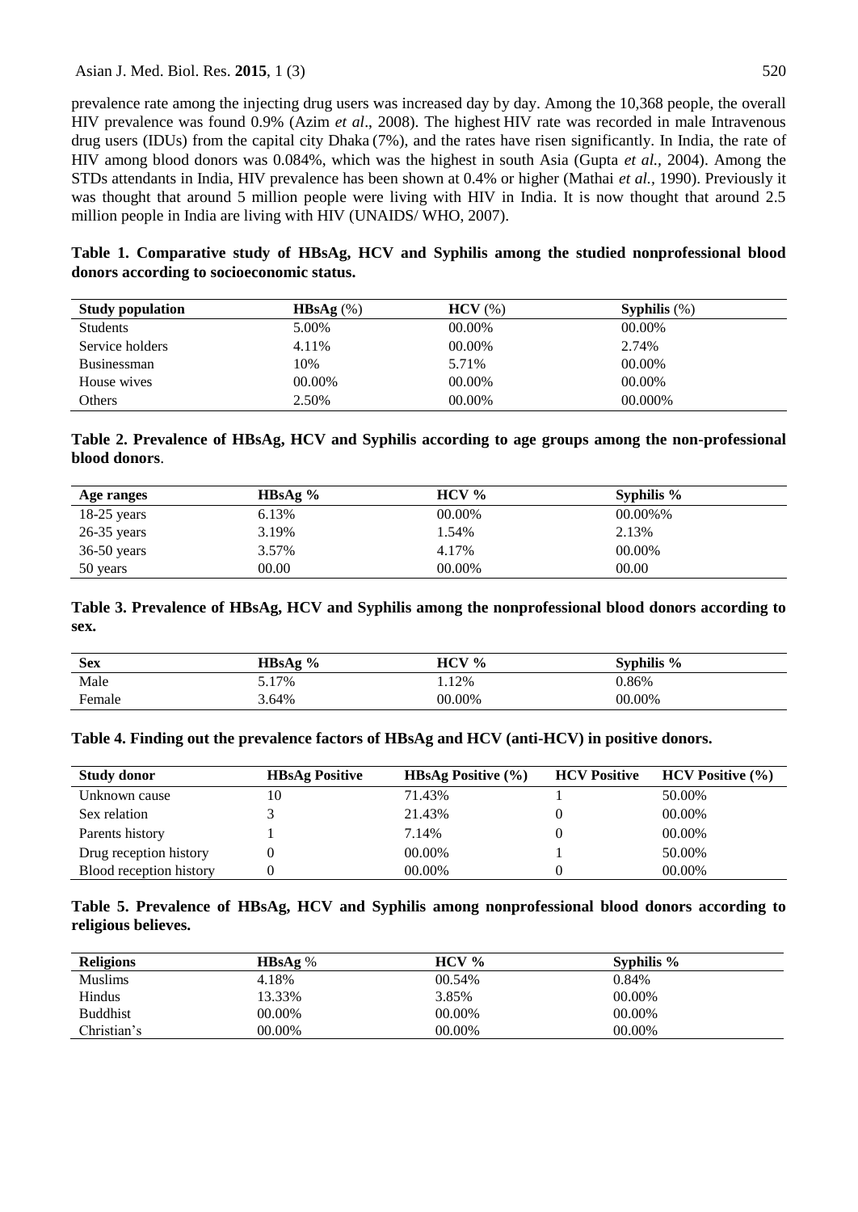prevalence rate among the injecting drug users was increased day by day. Among the 10,368 people, the overall HIV prevalence was found 0.9% (Azim *et al*., 2008). The highest HIV rate was recorded in male Intravenous drug users (IDUs) from the capital city Dhaka (7%), and the rates have risen significantly. In India, the rate of HIV among blood donors was 0.084%, which was the highest in south Asia (Gupta *et al.,* 2004). Among the STDs attendants in India, HIV prevalence has been shown at 0.4% or higher (Mathai *et al.,* 1990). Previously it was thought that around 5 million people were living with HIV in India. It is now thought that around 2.5 million people in India are living with HIV (UNAIDS/ WHO, 2007).

**Table 1. Comparative study of HBsAg, HCV and Syphilis among the studied nonprofessional blood donors according to socioeconomic status.**

| Study population | HBsAg (%) | HCV (%) | Syphilis (%) |
|---|---|---|---|
| Students | 5.00% | 00.00% | 00.00% |
| Service holders | 4.11% | 00.00% | 2.74% |
| Businessman | 10% | 5.71% | 00.00% |
| House wives | 00.00% | 00.00% | 00.00% |
| Others | 2.50% | 00.00% | 00.000% |

**Table 2. Prevalence of HBsAg, HCV and Syphilis according to age groups among the non-professional blood donors**.

| Age ranges | HBsAg % | HCV % | Syphilis % |
|---|---|---|---|
| 18-25 years | 6.13% | 00.00% | 00.00%% |
| 26-35 years | 3.19% | 1.54% | 2.13% |
| 36-50 years | 3.57% | 4.17% | 00.00% |
| 50 years | 00.00 | 00.00% | 00.00 |

**Table 3. Prevalence of HBsAg, HCV and Syphilis among the nonprofessional blood donors according to sex.**

| Sex | HBsAg % | HCV % | Syphilis % |
|---|---|---|---|
| Male | 5.17% | 1.12% | 0.86% |
| Female | 3.64% | 00.00% | 00.00% |

**Table 4. Finding out the prevalence factors of HBsAg and HCV (anti-HCV) in positive donors.**

| Study donor | HBsAg Positive | HBsAg Positive (%) | HCV Positive | HCV Positive (%) |
|---|---|---|---|---|
| Unknown cause | 10 | 71.43% | 1 | 50.00% |
| Sex relation | 3 | 21.43% | 0 | 00.00% |
| Parents history | 1 | 7.14% | 0 | 00.00% |
| Drug reception history | 0 | 00.00% | 1 | 50.00% |
| Blood reception history | 0 | 00.00% | 0 | 00.00% |

**Table 5. Prevalence of HBsAg, HCV and Syphilis among nonprofessional blood donors according to religious believes.**

| Religions | HBsAg % | HCV % | Syphilis % |
|---|---|---|---|
| Muslims | 4.18% | 00.54% | 0.84% |
| Hindus | 13.33% | 3.85% | 00.00% |
| Buddhist | 00.00% | 00.00% | 00.00% |
| Christian's | 00.00% | 00.00% | 00.00% |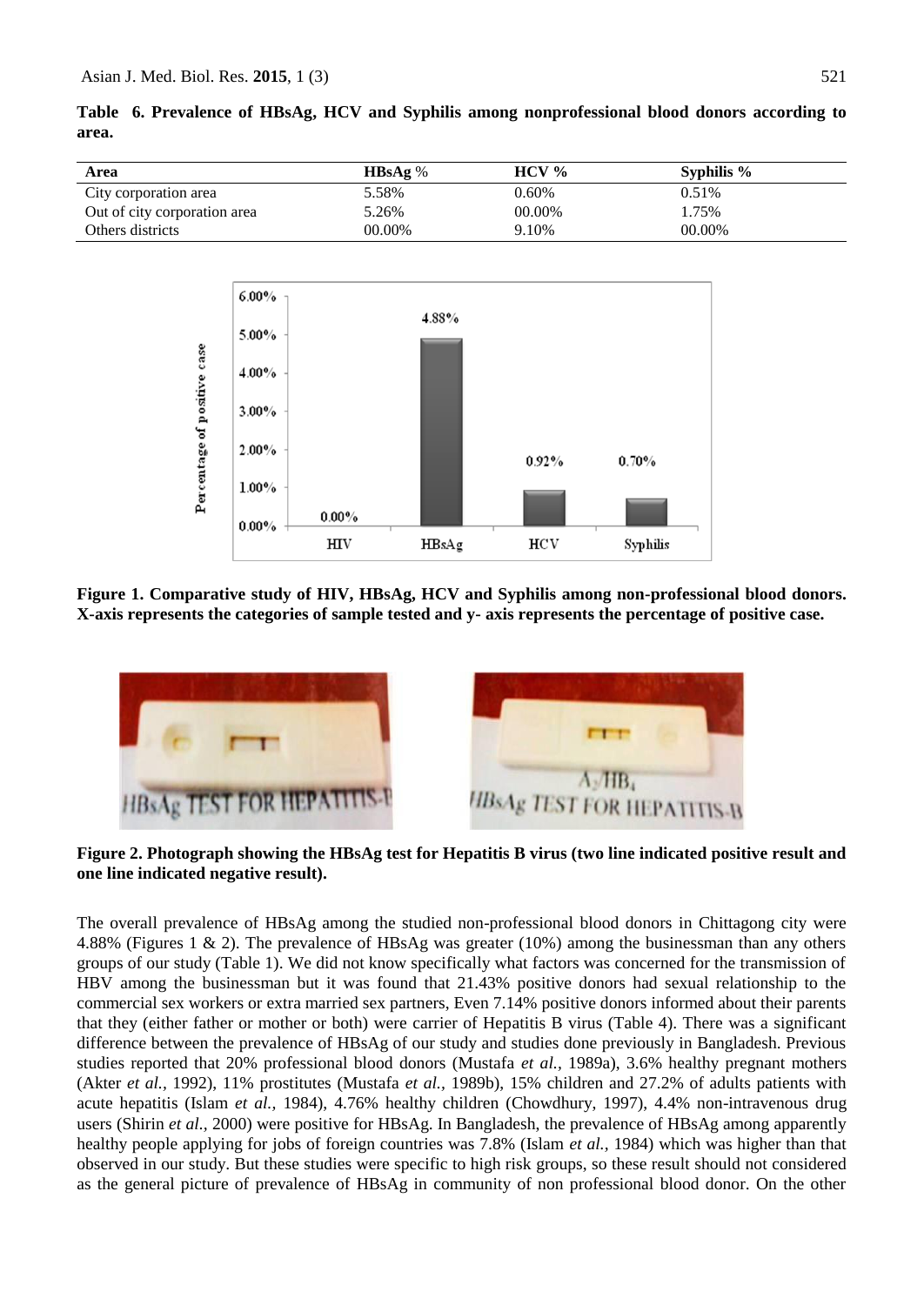**Table 6. Prevalence of HBsAg, HCV and Syphilis among nonprofessional blood donors according to area.**

| Area | HBsAg % | HCV % | Syphilis % |
|---|---|---|---|
| City corporation area | 5.58% | 0.60% | 0.51% |
| Out of city corporation area | 5.26% | 00.00% | 1.75% |
| Others districts | 00.00% | 9.10% | 00.00% |

**Figure 1. Comparative study of HIV, HBsAg, HCV and Syphilis among non-professional blood donors. X-axis represents the categories of sample tested and y- axis represents the percentage of positive case.**

**Figure 2. Photograph showing the HBsAg test for Hepatitis B virus (two line indicated positive result and one line indicated negative result).**

The overall prevalence of HBsAg among the studied non-professional blood donors in Chittagong city were 4.88% (Figures 1 & 2). The prevalence of HBsAg was greater (10%) among the businessman than any others groups of our study (Table 1). We did not know specifically what factors was concerned for the transmission of HBV among the businessman but it was found that 21.43% positive donors had sexual relationship to the commercial sex workers or extra married sex partners, Even 7.14% positive donors informed about their parents that they (either father or mother or both) were carrier of Hepatitis B virus (Table 4). There was a significant difference between the prevalence of HBsAg of our study and studies done previously in Bangladesh. Previous studies reported that 20% professional blood donors (Mustafa *et al.,* 1989a), 3.6% healthy pregnant mothers (Akter *et al.,* 1992), 11% prostitutes (Mustafa *et al.,* 1989b), 15% children and 27.2% of adults patients with acute hepatitis (Islam *et al.,* 1984), 4.76% healthy children (Chowdhury, 1997), 4.4% non-intravenous drug users (Shirin *et al.,* 2000) were positive for HBsAg. In Bangladesh, the prevalence of HBsAg among apparently healthy people applying for jobs of foreign countries was 7.8% (Islam *et al.,* 1984) which was higher than that observed in our study. But these studies were specific to high risk groups, so these result should not considered as the general picture of prevalence of HBsAg in community of non professional blood donor. On the other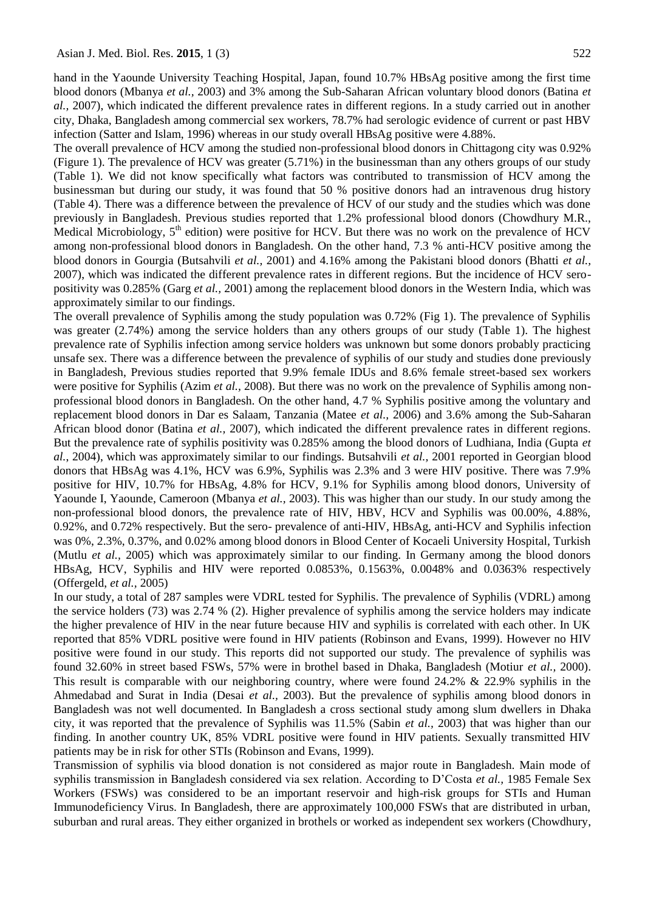hand in the Yaounde University Teaching Hospital, Japan, found 10.7% HBsAg positive among the first time blood donors (Mbanya *et al.,* 2003) and 3% among the Sub-Saharan African voluntary blood donors (Batina *et al.,* 2007), which indicated the different prevalence rates in different regions. In a study carried out in another city, Dhaka, Bangladesh among commercial sex workers, 78.7% had serologic evidence of current or past HBV infection (Satter and Islam, 1996) whereas in our study overall HBsAg positive were 4.88%.

The overall prevalence of HCV among the studied non-professional blood donors in Chittagong city was 0.92% (Figure 1). The prevalence of HCV was greater (5.71%) in the businessman than any others groups of our study (Table 1). We did not know specifically what factors was contributed to transmission of HCV among the businessman but during our study, it was found that 50 % positive donors had an intravenous drug history (Table 4). There was a difference between the prevalence of HCV of our study and the studies which was done previously in Bangladesh. Previous studies reported that 1.2% professional blood donors (Chowdhury M.R., Medical Microbiology, 5th edition) were positive for HCV. But there was no work on the prevalence of HCV among non-professional blood donors in Bangladesh. On the other hand, 7.3 % anti-HCV positive among the blood donors in Gourgia (Butsahvili *et al.,* 2001) and 4.16% among the Pakistani blood donors (Bhatti *et al.,* 2007), which was indicated the different prevalence rates in different regions. But the incidence of HCV seropositivity was 0.285% (Garg *et al.,* 2001) among the replacement blood donors in the Western India, which was approximately similar to our findings.

The overall prevalence of Syphilis among the study population was 0.72% (Fig 1). The prevalence of Syphilis was greater (2.74%) among the service holders than any others groups of our study (Table 1). The highest prevalence rate of Syphilis infection among service holders was unknown but some donors probably practicing unsafe sex. There was a difference between the prevalence of syphilis of our study and studies done previously in Bangladesh, Previous studies reported that 9.9% female IDUs and 8.6% female street-based sex workers were positive for Syphilis (Azim *et al.,* 2008). But there was no work on the prevalence of Syphilis among non-professional blood donors in Bangladesh. On the other hand, 4.7 % Syphilis positive among the voluntary and replacement blood donors in Dar es Salaam, Tanzania (Matee *et al.,* 2006) and 3.6% among the Sub-Saharan African blood donor (Batina *et al.,* 2007), which indicated the different prevalence rates in different regions. But the prevalence rate of syphilis positivity was 0.285% among the blood donors of Ludhiana, India (Gupta *et al.,* 2004), which was approximately similar to our findings. Butsahvili *et al.,* 2001 reported in Georgian blood donors that HBsAg was 4.1%, HCV was 6.9%, Syphilis was 2.3% and 3 were HIV positive. There was 7.9% positive for HIV, 10.7% for HBsAg, 4.8% for HCV, 9.1% for Syphilis among blood donors, University of Yaounde I, Yaounde, Cameroon (Mbanya *et al.,* 2003). This was higher than our study. In our study among the non-professional blood donors, the prevalence rate of HIV, HBV, HCV and Syphilis was 00.00%, 4.88%, 0.92%, and 0.72% respectively. But the sero- prevalence of anti-HIV, HBsAg, anti-HCV and Syphilis infection was 0%, 2.3%, 0.37%, and 0.02% among blood donors in Blood Center of Kocaeli University Hospital, Turkish (Mutlu *et al.,* 2005) which was approximately similar to our finding. In Germany among the blood donors HBsAg, HCV, Syphilis and HIV were reported 0.0853%, 0.1563%, 0.0048% and 0.0363% respectively (Offergeld, *et al.,* 2005)

In our study, a total of 287 samples were VDRL tested for Syphilis. The prevalence of Syphilis (VDRL) among the service holders (73) was 2.74 % (2). Higher prevalence of syphilis among the service holders may indicate the higher prevalence of HIV in the near future because HIV and syphilis is correlated with each other. In UK reported that 85% VDRL positive were found in HIV patients (Robinson and Evans, 1999). However no HIV positive were found in our study. This reports did not supported our study. The prevalence of syphilis was found 32.60% in street based FSWs, 57% were in brothel based in Dhaka, Bangladesh (Motiur *et al.,* 2000). This result is comparable with our neighboring country, where were found 24.2% & 22.9% syphilis in the Ahmedabad and Surat in India (Desai *et al.,* 2003). But the prevalence of syphilis among blood donors in Bangladesh was not well documented. In Bangladesh a cross sectional study among slum dwellers in Dhaka city, it was reported that the prevalence of Syphilis was 11.5% (Sabin *et al.,* 2003) that was higher than our finding. In another country UK, 85% VDRL positive were found in HIV patients. Sexually transmitted HIV patients may be in risk for other STIs (Robinson and Evans, 1999).

Transmission of syphilis via blood donation is not considered as major route in Bangladesh. Main mode of syphilis transmission in Bangladesh considered via sex relation. According to D'Costa *et al.,* 1985 Female Sex Workers (FSWs) was considered to be an important reservoir and high-risk groups for STIs and Human Immunodeficiency Virus. In Bangladesh, there are approximately 100,000 FSWs that are distributed in urban, suburban and rural areas. They either organized in brothels or worked as independent sex workers (Chowdhury,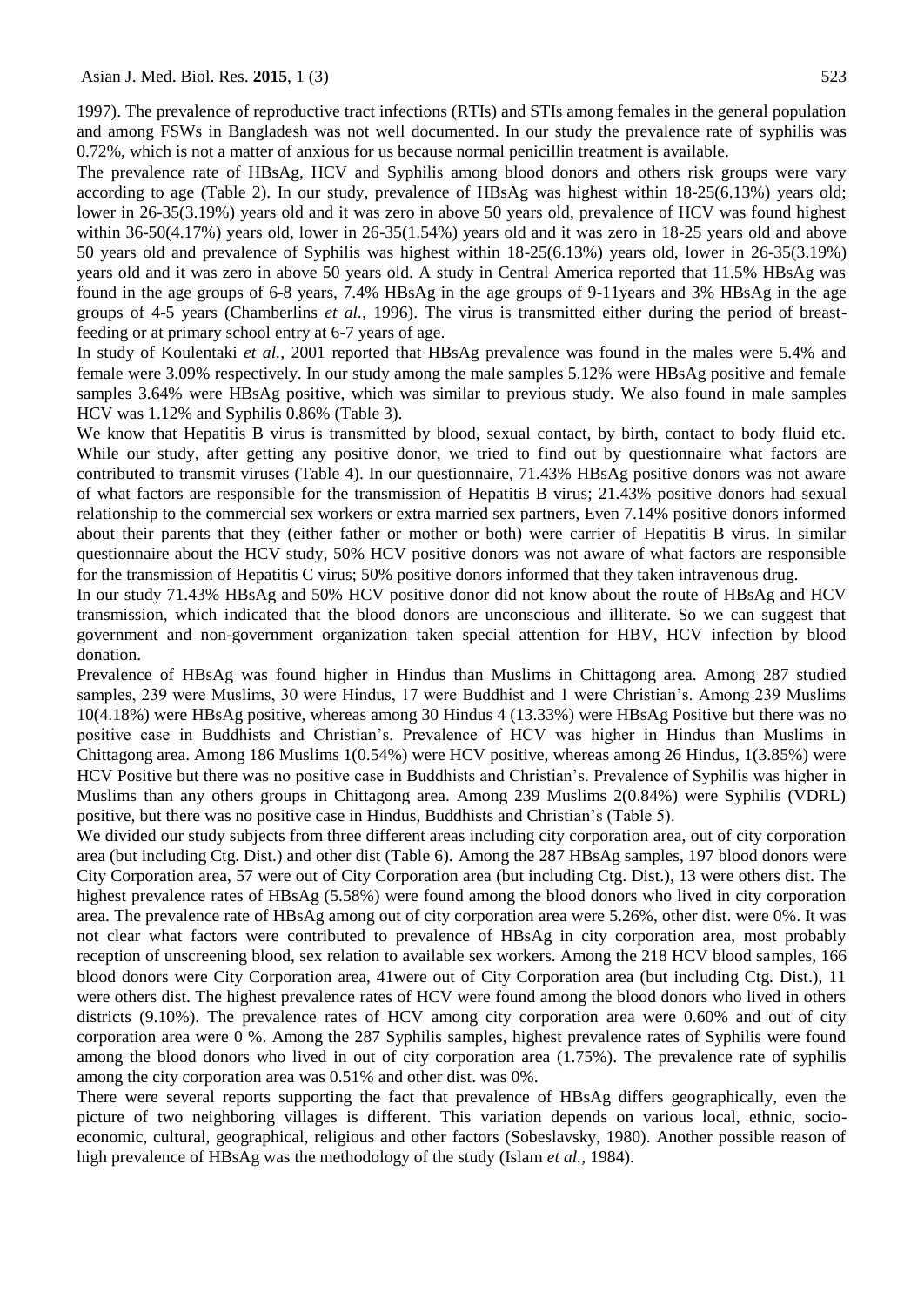1997). The prevalence of reproductive tract infections (RTIs) and STIs among females in the general population and among FSWs in Bangladesh was not well documented. In our study the prevalence rate of syphilis was 0.72%, which is not a matter of anxious for us because normal penicillin treatment is available.

The prevalence rate of HBsAg, HCV and Syphilis among blood donors and others risk groups were vary according to age (Table 2). In our study, prevalence of HBsAg was highest within 18-25(6.13%) years old; lower in 26-35(3.19%) years old and it was zero in above 50 years old, prevalence of HCV was found highest within 36-50(4.17%) years old, lower in 26-35(1.54%) years old and it was zero in 18-25 years old and above 50 years old and prevalence of Syphilis was highest within 18-25(6.13%) years old, lower in 26-35(3.19%) years old and it was zero in above 50 years old. A study in Central America reported that 11.5% HBsAg was found in the age groups of 6-8 years, 7.4% HBsAg in the age groups of 9-11years and 3% HBsAg in the age groups of 4-5 years (Chamberlins *et al.,* 1996). The virus is transmitted either during the period of breast-feeding or at primary school entry at 6-7 years of age.

In study of Koulentaki *et al.,* 2001 reported that HBsAg prevalence was found in the males were 5.4% and female were 3.09% respectively. In our study among the male samples 5.12% were HBsAg positive and female samples 3.64% were HBsAg positive, which was similar to previous study. We also found in male samples HCV was 1.12% and Syphilis 0.86% (Table 3).

We know that Hepatitis B virus is transmitted by blood, sexual contact, by birth, contact to body fluid etc. While our study, after getting any positive donor, we tried to find out by questionnaire what factors are contributed to transmit viruses (Table 4). In our questionnaire, 71.43% HBsAg positive donors was not aware of what factors are responsible for the transmission of Hepatitis B virus; 21.43% positive donors had sexual relationship to the commercial sex workers or extra married sex partners, Even 7.14% positive donors informed about their parents that they (either father or mother or both) were carrier of Hepatitis B virus. In similar questionnaire about the HCV study, 50% HCV positive donors was not aware of what factors are responsible for the transmission of Hepatitis C virus; 50% positive donors informed that they taken intravenous drug.

In our study 71.43% HBsAg and 50% HCV positive donor did not know about the route of HBsAg and HCV transmission, which indicated that the blood donors are unconscious and illiterate. So we can suggest that government and non-government organization taken special attention for HBV, HCV infection by blood donation.

Prevalence of HBsAg was found higher in Hindus than Muslims in Chittagong area. Among 287 studied samples, 239 were Muslims, 30 were Hindus, 17 were Buddhist and 1 were Christian's. Among 239 Muslims 10(4.18%) were HBsAg positive, whereas among 30 Hindus 4 (13.33%) were HBsAg Positive but there was no positive case in Buddhists and Christian's. Prevalence of HCV was higher in Hindus than Muslims in Chittagong area. Among 186 Muslims 1(0.54%) were HCV positive, whereas among 26 Hindus, 1(3.85%) were HCV Positive but there was no positive case in Buddhists and Christian's. Prevalence of Syphilis was higher in Muslims than any others groups in Chittagong area. Among 239 Muslims 2(0.84%) were Syphilis (VDRL) positive, but there was no positive case in Hindus, Buddhists and Christian's (Table 5).

We divided our study subjects from three different areas including city corporation area, out of city corporation area (but including Ctg. Dist.) and other dist (Table 6). Among the 287 HBsAg samples, 197 blood donors were City Corporation area, 57 were out of City Corporation area (but including Ctg. Dist.), 13 were others dist. The highest prevalence rates of HBsAg (5.58%) were found among the blood donors who lived in city corporation area. The prevalence rate of HBsAg among out of city corporation area were 5.26%, other dist. were 0%. It was not clear what factors were contributed to prevalence of HBsAg in city corporation area, most probably reception of unscreening blood, sex relation to available sex workers. Among the 218 HCV blood samples, 166 blood donors were City Corporation area, 41were out of City Corporation area (but including Ctg. Dist.), 11 were others dist. The highest prevalence rates of HCV were found among the blood donors who lived in others districts (9.10%). The prevalence rates of HCV among city corporation area were 0.60% and out of city corporation area were 0 %. Among the 287 Syphilis samples, highest prevalence rates of Syphilis were found among the blood donors who lived in out of city corporation area (1.75%). The prevalence rate of syphilis among the city corporation area was 0.51% and other dist. was 0%.

There were several reports supporting the fact that prevalence of HBsAg differs geographically, even the picture of two neighboring villages is different. This variation depends on various local, ethnic, socio-economic, cultural, geographical, religious and other factors (Sobeslavsky, 1980). Another possible reason of high prevalence of HBsAg was the methodology of the study (Islam *et al.,* 1984).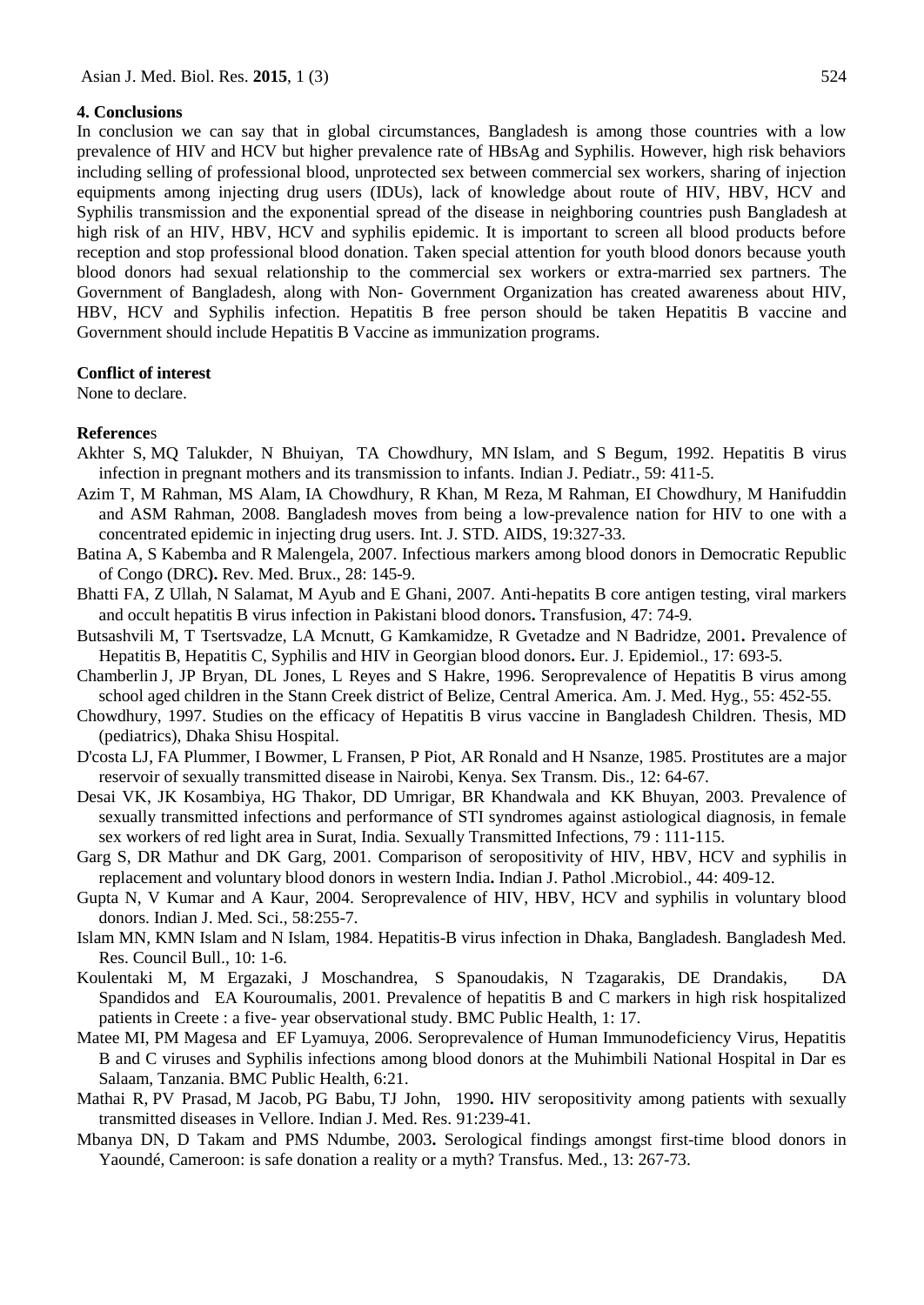## 4. Conclusions

In conclusion we can say that in global circumstances, Bangladesh is among those countries with a low prevalence of HIV and HCV but higher prevalence rate of HBsAg and Syphilis. However, high risk behaviors including selling of professional blood, unprotected sex between commercial sex workers, sharing of injection equipments among injecting drug users (IDUs), lack of knowledge about route of HIV, HBV, HCV and Syphilis transmission and the exponential spread of the disease in neighboring countries push Bangladesh at high risk of an HIV, HBV, HCV and syphilis epidemic. It is important to screen all blood products before reception and stop professional blood donation. Taken special attention for youth blood donors because youth blood donors had sexual relationship to the commercial sex workers or extra-married sex partners. The Government of Bangladesh, along with Non- Government Organization has created awareness about HIV, HBV, HCV and Syphilis infection. Hepatitis B free person should be taken Hepatitis B vaccine and Government should include Hepatitis B Vaccine as immunization programs.

## Conflict of interest

None to declare.

## References

Akhter S, MQ Talukder, N Bhuiyan, TA Chowdhury, MN Islam, and S Begum, 1992. Hepatitis B virus infection in pregnant mothers and its transmission to infants. Indian J. Pediatr., 59: 411-5.

Azim T, M Rahman, MS Alam, IA Chowdhury, R Khan, M Reza, M Rahman, EI Chowdhury, M Hanifuddin and ASM Rahman, 2008. Bangladesh moves from being a low-prevalence nation for HIV to one with a concentrated epidemic in injecting drug users. Int. J. STD. AIDS, 19:327-33.

Batina A, S Kabemba and R Malengela, 2007. Infectious markers among blood donors in Democratic Republic of Congo (DRC**).** Rev. Med. Brux., 28: 145-9.

Bhatti FA, Z Ullah, N Salamat, M Ayub and E Ghani, 2007. Anti-hepatits B core antigen testing, viral markers and occult hepatitis B virus infection in Pakistani blood donors**.** Transfusion, 47: 74-9.

Butsashvili M, T Tsertsvadze, LA Mcnutt, G Kamkamidze, R Gvetadze and N Badridze, 2001**.** Prevalence of Hepatitis B, Hepatitis C, Syphilis and HIV in Georgian blood donors**.** Eur. J. Epidemiol., 17: 693-5.

Chamberlin J, JP Bryan, DL Jones, L Reyes and S Hakre, 1996. Seroprevalence of Hepatitis B virus among school aged children in the Stann Creek district of Belize, Central America. Am. J. Med. Hyg., 55: 452-55.

Chowdhury, 1997. Studies on the efficacy of Hepatitis B virus vaccine in Bangladesh Children. Thesis, MD (pediatrics), Dhaka Shisu Hospital.

D'costa LJ, FA Plummer, I Bowmer, L Fransen, P Piot, AR Ronald and H Nsanze, 1985. Prostitutes are a major reservoir of sexually transmitted disease in Nairobi, Kenya. Sex Transm. Dis., 12: 64-67.

Desai VK, JK Kosambiya, HG Thakor, DD Umrigar, BR Khandwala and KK Bhuyan, 2003. Prevalence of sexually transmitted infections and performance of STI syndromes against astiological diagnosis, in female sex workers of red light area in Surat, India. Sexually Transmitted Infections, 79 : 111-115.

Garg S, DR Mathur and DK Garg, 2001. Comparison of seropositivity of HIV, HBV, HCV and syphilis in replacement and voluntary blood donors in western India**.** Indian J. Pathol .Microbiol., 44: 409-12.

Gupta N, V Kumar and A Kaur, 2004. Seroprevalence of HIV, HBV, HCV and syphilis in voluntary blood donors. Indian J. Med. Sci., 58:255-7.

Islam MN, KMN Islam and N Islam, 1984. Hepatitis-B virus infection in Dhaka, Bangladesh. Bangladesh Med. Res. Council Bull., 10: 1-6.

Koulentaki M, M Ergazaki, J Moschandrea, S Spanoudakis, N Tzagarakis, DE Drandakis, DA Spandidos and EA Kouroumalis, 2001. Prevalence of hepatitis B and C markers in high risk hospitalized patients in Creete : a five- year observational study. BMC Public Health, 1: 17.

Matee MI, PM Magesa and EF Lyamuya, 2006. Seroprevalence of Human Immunodeficiency Virus, Hepatitis B and C viruses and Syphilis infections among blood donors at the Muhimbili National Hospital in Dar es Salaam, Tanzania. BMC Public Health, 6:21.

Mathai R, PV Prasad, M Jacob, PG Babu, TJ John, 1990**.** HIV seropositivity among patients with sexually transmitted diseases in Vellore. Indian J. Med. Res. 91:239-41.

Mbanya DN, D Takam and PMS Ndumbe, 2003**.** Serological findings amongst first-time blood donors in Yaoundé, Cameroon: is safe donation a reality or a myth? Transfus. Med., 13: 267-73.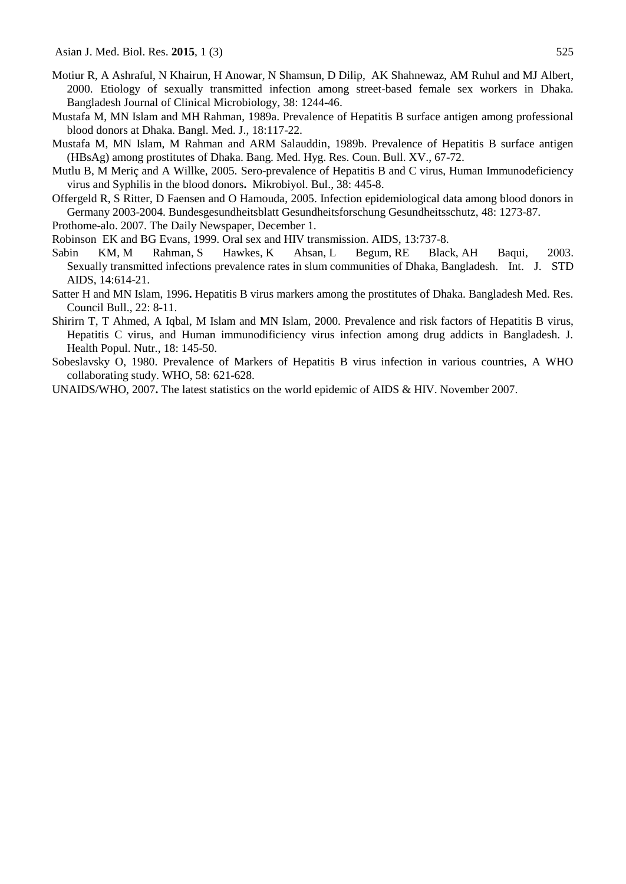Motiur R, A Ashraful, N Khairun, H Anowar, N Shamsun, D Dilip, AK Shahnewaz, AM Ruhul and MJ Albert, 2000. Etiology of sexually transmitted infection among street-based female sex workers in Dhaka. Bangladesh Journal of Clinical Microbiology, 38: 1244-46.

Mustafa M, MN Islam and MH Rahman, 1989a. Prevalence of Hepatitis B surface antigen among professional blood donors at Dhaka. Bangl. Med. J., 18:117-22.

Mustafa M, MN Islam, M Rahman and ARM Salauddin, 1989b. Prevalence of Hepatitis B surface antigen (HBsAg) among prostitutes of Dhaka. Bang. Med. Hyg. Res. Coun. Bull. XV., 67-72.

Mutlu B, M Meriç and A Willke, 2005. Sero-prevalence of Hepatitis B and C virus, Human Immunodeficiency virus and Syphilis in the blood donors**.** Mikrobiyol. Bul., 38: 445-8.

Offergeld R, S Ritter, D Faensen and O Hamouda, 2005. Infection epidemiological data among blood donors in Germany 2003-2004. Bundesgesundheitsblatt Gesundheitsforschung Gesundheitsschutz, 48: 1273-87.

Prothome-alo. 2007. The Daily Newspaper, December 1.

Robinson EK and BG Evans, 1999. Oral sex and HIV transmission. AIDS, 13:737-8.

Sabin KM, M Rahman, S Hawkes, K Ahsan, L Begum, RE Black, AH Baqui, 2003. Sexually transmitted infections prevalence rates in slum communities of Dhaka, Bangladesh. Int. J. STD AIDS, 14:614-21.

Satter H and MN Islam, 1996**.** Hepatitis B virus markers among the prostitutes of Dhaka. Bangladesh Med. Res. Council Bull., 22: 8-11.

Shirirn T, T Ahmed, A Iqbal, M Islam and MN Islam, 2000. Prevalence and risk factors of Hepatitis B virus, Hepatitis C virus, and Human immunodificiency virus infection among drug addicts in Bangladesh. J. Health Popul. Nutr., 18: 145-50.

Sobeslavsky O, 1980. Prevalence of Markers of Hepatitis B virus infection in various countries, A WHO collaborating study. WHO, 58: 621-628.

UNAIDS/WHO, 2007**.** The latest statistics on the world epidemic of AIDS & HIV. November 2007.